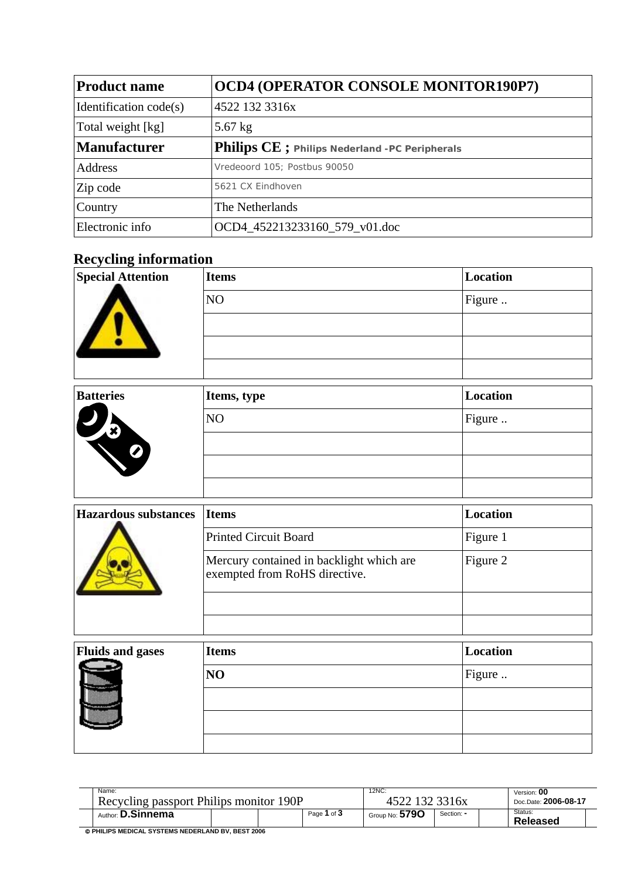| Product name | OCD4 (OPERATOR CONSOLE MONITOR190P7) |
|---|---|
| Identification code(s) | 4522 132 3316x |
| Total weight [kg] | 5.67 kg |
| **Manufacturer** | **Philips CE ;** **Philips Nederland -PC Peripherals** |
| Address | Vredeoord 105; Postbus 90050 |
| Zip code | 5621 CX Eindhoven |
| Country | The Netherlands |
| Electronic info | OCD4_452213233160_579_v01.doc |

## Recycling information

| Special Attention | Items | Location |
|---|---|---|
| | NO | Figure .. |
| | | |
| | | |
| | | |

| Batteries | Items, type | Location |
|---|---|---|
| | NO | Figure .. |
| | | |
| | | |
| | | |

| Hazardous substances | Items | Location |
|---|---|---|
| | Printed Circuit Board | Figure 1 |
| | Mercury contained in backlight which are exempted from RoHS directive. | Figure 2 |
| | | |
| | | |

| Fluids and gases | Items | Location |
|---|---|---|
| | **NO** | Figure .. |
| | | |
| | | |
| | | |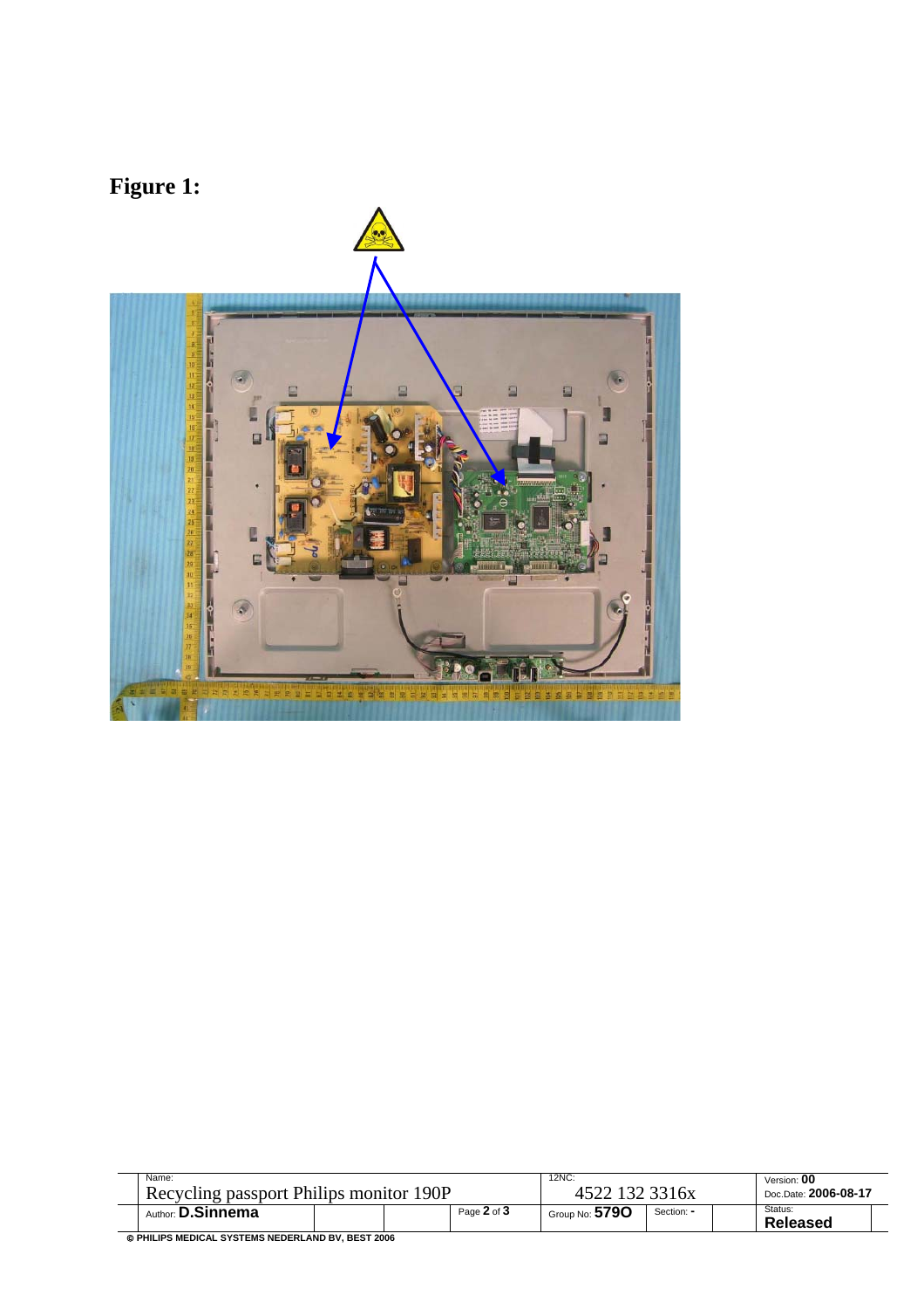**Figure 1:**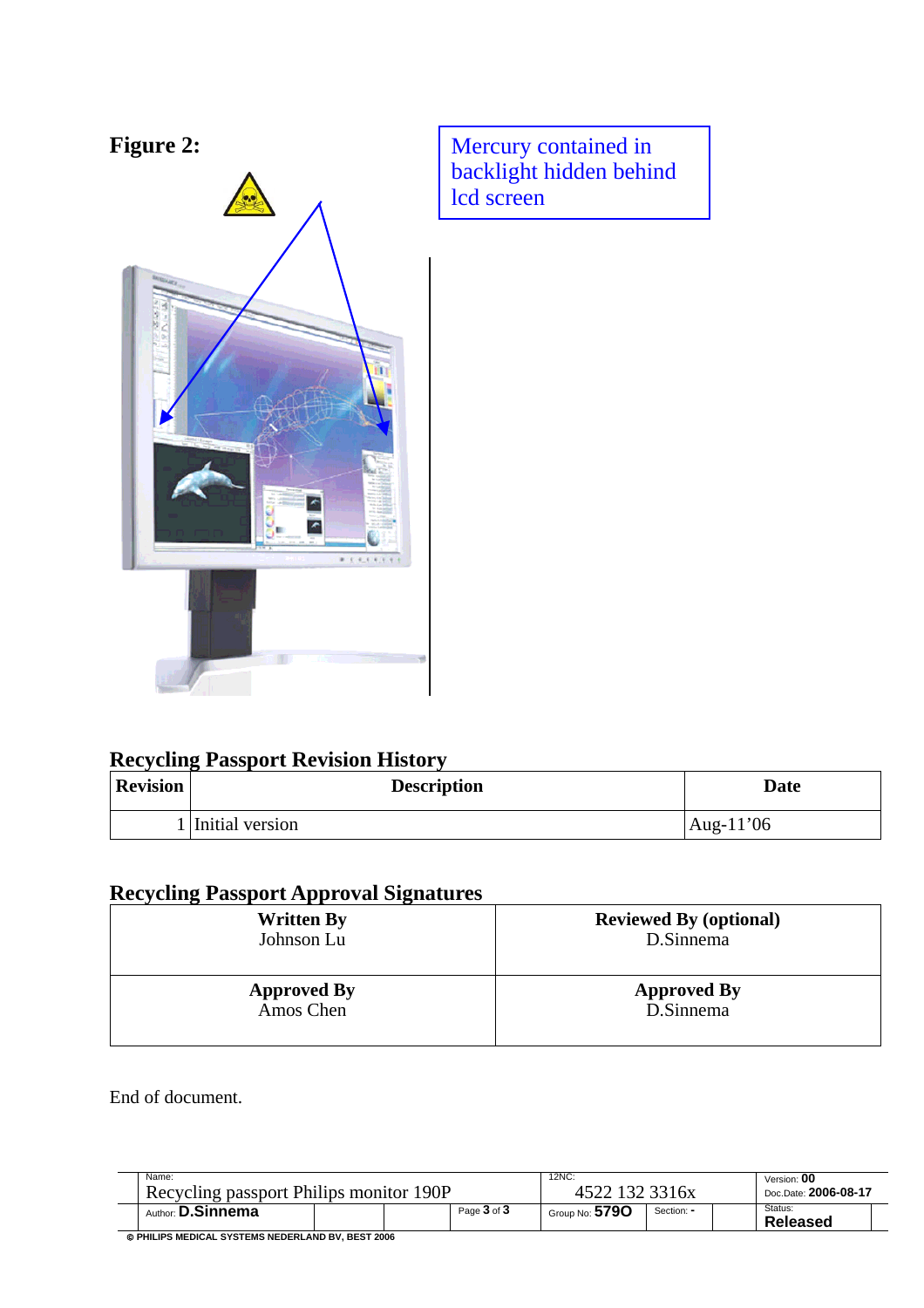**Figure 2:**

Mercury contained in backlight hidden behind lcd screen

## Recycling Passport Revision History

| Revision | Description | Date |
|---|---|---|
| 1 | Initial version | Aug-11'06 |

## Recycling Passport Approval Signatures

| | |
|---|---|
| **Written By**<br>Johnson Lu | **Reviewed By (optional)**<br>D.Sinnema |
| **Approved By**<br>Amos Chen | **Approved By**<br>D.Sinnema |

End of document.